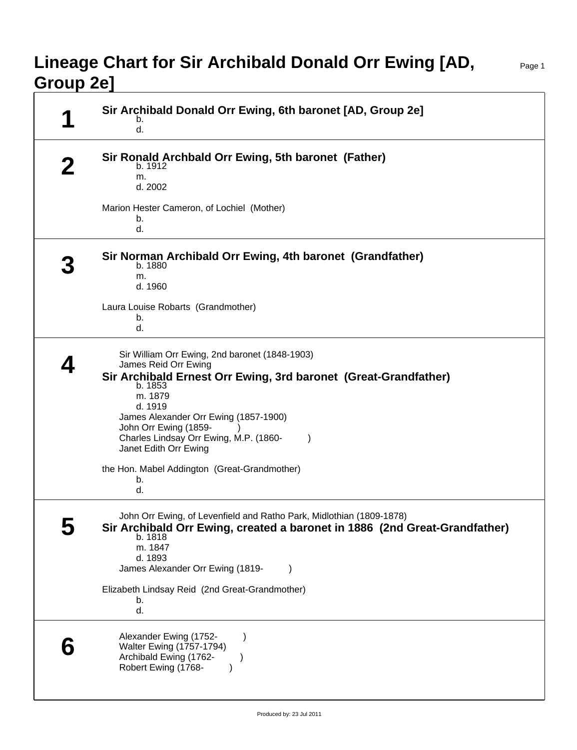# Lineage Chart for Sir Archibald Donald Orr Ewing [AD, Group 2e]

## 1

**Sir Archibald Donald Orr Ewing, 6th baronet [AD, Group 2e]**
b.
d.

## 2

**Sir Ronald Archbald Orr Ewing, 5th baronet (Father)**
b. 1912
m.
d. 2002

Marion Hester Cameron, of Lochiel (Mother)
b.
d.

## 3

**Sir Norman Archibald Orr Ewing, 4th baronet (Grandfather)**
b. 1880
m.
d. 1960

Laura Louise Robarts (Grandmother)
b.
d.

## 4

Sir William Orr Ewing, 2nd baronet (1848-1903)
James Reid Orr Ewing

**Sir Archibald Ernest Orr Ewing, 3rd baronet (Great-Grandfather)**
b. 1853
m. 1879
d. 1919

James Alexander Orr Ewing (1857-1900)
John Orr Ewing (1859- )
Charles Lindsay Orr Ewing, M.P. (1860- )
Janet Edith Orr Ewing

the Hon. Mabel Addington (Great-Grandmother)
b.
d.

## 5

John Orr Ewing, of Levenfield and Ratho Park, Midlothian (1809-1878)

**Sir Archibald Orr Ewing, created a baronet in 1886 (2nd Great-Grandfather)**
b. 1818
m. 1847
d. 1893

James Alexander Orr Ewing (1819- )

Elizabeth Lindsay Reid (2nd Great-Grandmother)
b.
d.

## 6

Alexander Ewing (1752- )
Walter Ewing (1757-1794)
Archibald Ewing (1762- )
Robert Ewing (1768- )

Produced by: 23 Jul 2011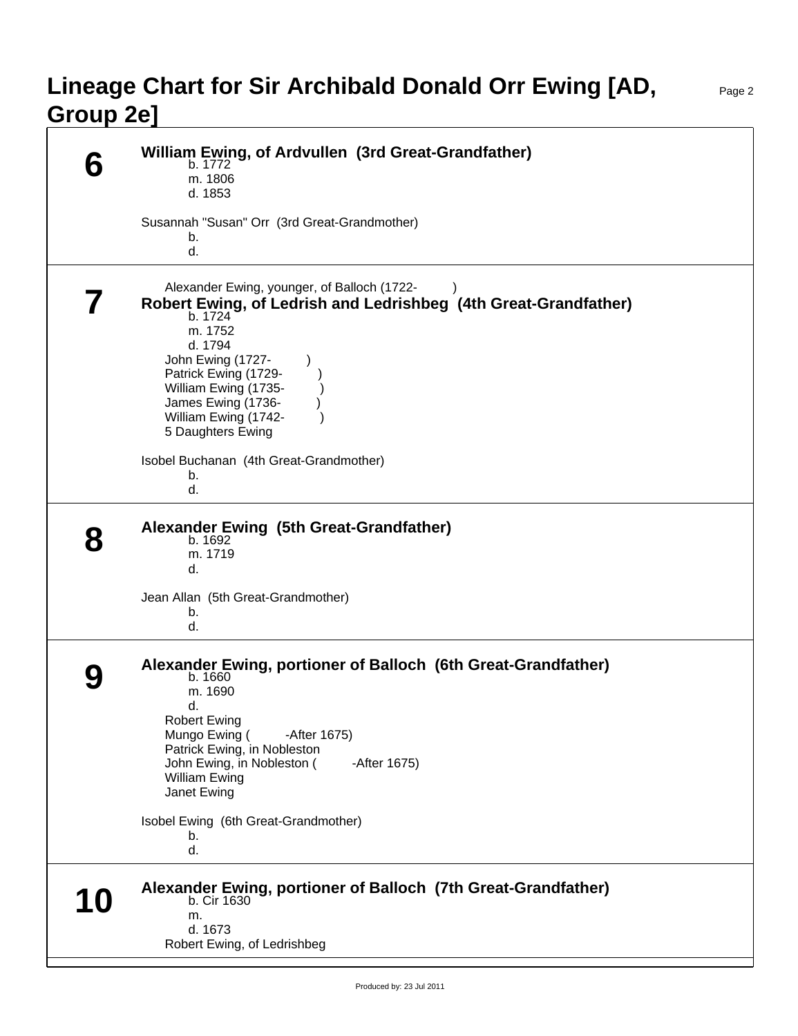# Lineage Chart for Sir Archibald Donald Orr Ewing [AD, Group 2e]

## 6

**William Ewing, of Ardvullen (3rd Great-Grandfather)**

b. 1772
m. 1806
d. 1853

Susannah "Susan" Orr (3rd Great-Grandmother)

b.
d.

## 7

Alexander Ewing, younger, of Balloch (1722- )

**Robert Ewing, of Ledrish and Ledrishbeg (4th Great-Grandfather)**

b. 1724
m. 1752
d. 1794

John Ewing (1727- )
Patrick Ewing (1729- )
William Ewing (1735- )
James Ewing (1736- )
William Ewing (1742- )
5 Daughters Ewing

Isobel Buchanan (4th Great-Grandmother)

b.
d.

## 8

**Alexander Ewing (5th Great-Grandfather)**

b. 1692
m. 1719
d.

Jean Allan (5th Great-Grandmother)

b.
d.

## 9

**Alexander Ewing, portioner of Balloch (6th Great-Grandfather)**

b. 1660
m. 1690
d.

Robert Ewing
Mungo Ewing ( -After 1675)
Patrick Ewing, in Nobleston
John Ewing, in Nobleston ( -After 1675)
William Ewing
Janet Ewing

Isobel Ewing (6th Great-Grandmother)

b.
d.

## 10

**Alexander Ewing, portioner of Balloch (7th Great-Grandfather)**

b. Cir 1630
m.
d. 1673

Robert Ewing, of Ledrishbeg

Produced by: 23 Jul 2011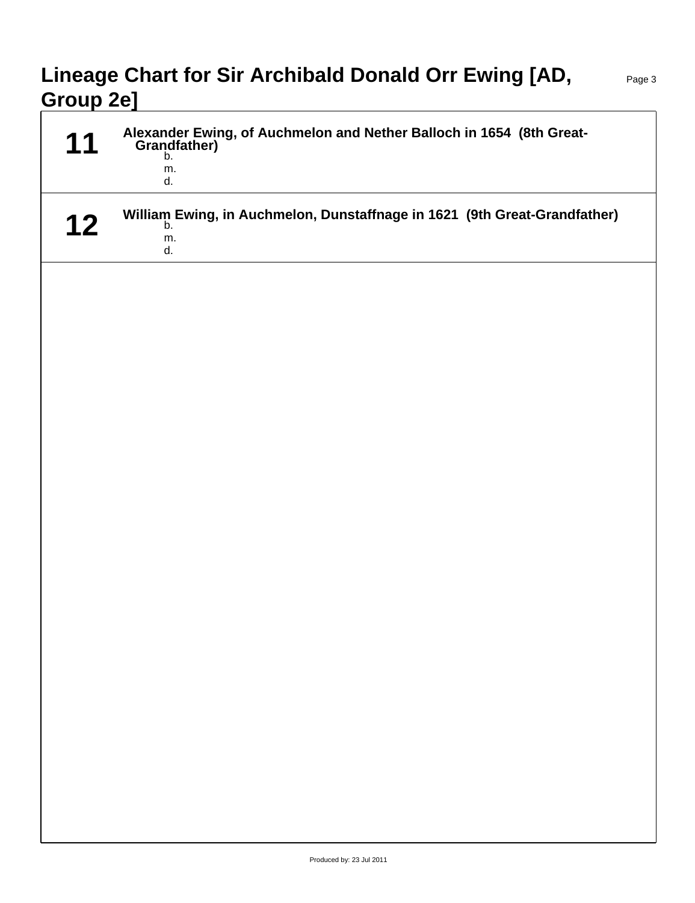# Lineage Chart for Sir Archibald Donald Orr Ewing [AD, Group 2e]

**11** **Alexander Ewing, of Auchmelon and Nether Balloch in 1654 (8th Great-Grandfather)**

b.
m.
d.

**12** **William Ewing, in Auchmelon, Dunstaffnage in 1621 (9th Great-Grandfather)**

b.
m.
d.

Produced by: 23 Jul 2011